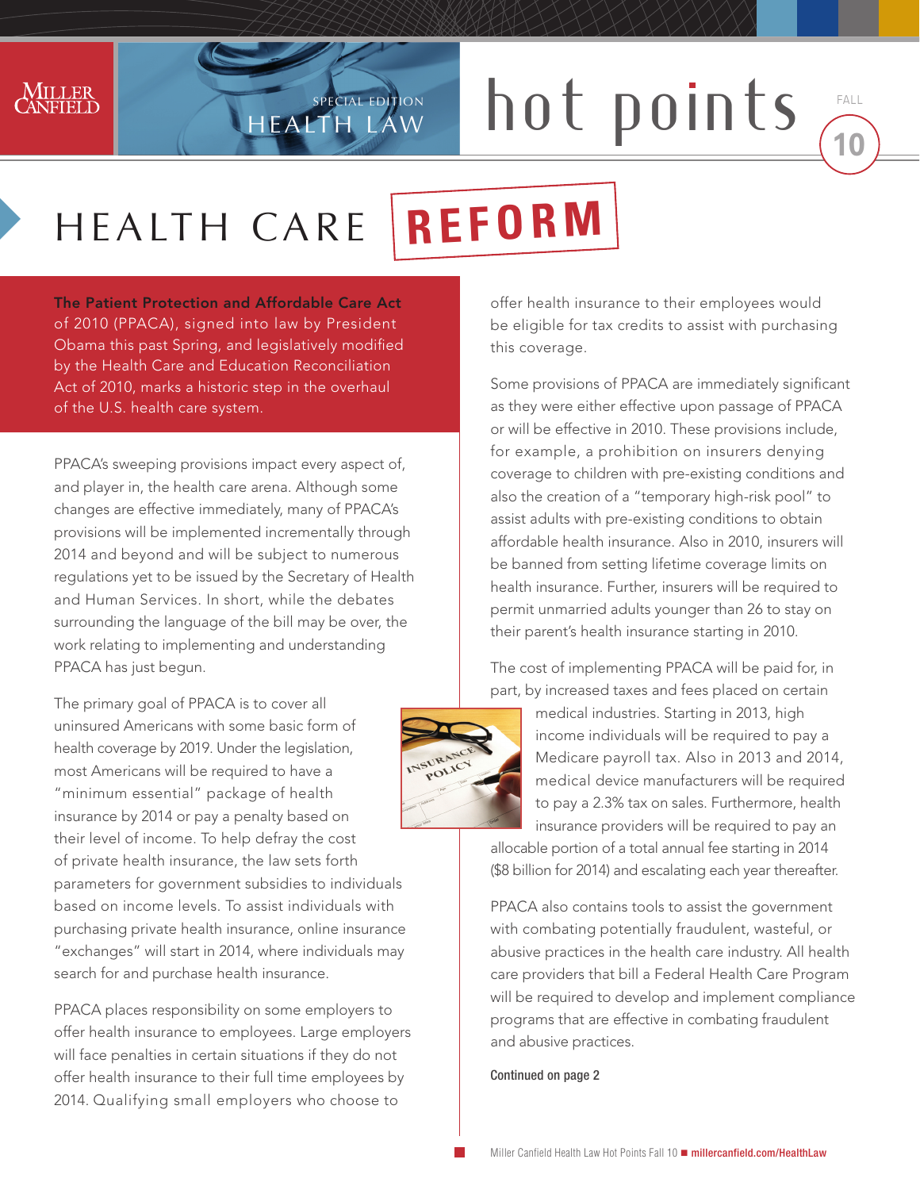# HEALTH CARE REFORM

**The Patient Protection and Affordable Care Act** of 2010 (PPACA), signed into law by President Obama this past Spring, and legislatively modified by the Health Care and Education Reconciliation Act of 2010, marks a historic step in the overhaul of the U.S. health care system.

PPACA's sweeping provisions impact every aspect of, and player in, the health care arena. Although some changes are effective immediately, many of PPACA's provisions will be implemented incrementally through 2014 and beyond and will be subject to numerous regulations yet to be issued by the Secretary of Health and Human Services. In short, while the debates surrounding the language of the bill may be over, the work relating to implementing and understanding PPACA has just begun.

The primary goal of PPACA is to cover all uninsured Americans with some basic form of health coverage by 2019. Under the legislation, most Americans will be required to have a "minimum essential" package of health insurance by 2014 or pay a penalty based on their level of income. To help defray the cost of private health insurance, the law sets forth parameters for government subsidies to individuals based on income levels. To assist individuals with purchasing private health insurance, online insurance "exchanges" will start in 2014, where individuals may search for and purchase health insurance.

PPACA places responsibility on some employers to offer health insurance to employees. Large employers will face penalties in certain situations if they do not offer health insurance to their full time employees by 2014. Qualifying small employers who choose to offer health insurance to their employees would be eligible for tax credits to assist with purchasing this coverage.

Some provisions of PPACA are immediately significant as they were either effective upon passage of PPACA or will be effective in 2010. These provisions include, for example, a prohibition on insurers denying coverage to children with pre-existing conditions and also the creation of a "temporary high-risk pool" to assist adults with pre-existing conditions to obtain affordable health insurance. Also in 2010, insurers will be banned from setting lifetime coverage limits on health insurance. Further, insurers will be required to permit unmarried adults younger than 26 to stay on their parent's health insurance starting in 2010.

The cost of implementing PPACA will be paid for, in part, by increased taxes and fees placed on certain medical industries. Starting in 2013, high income individuals will be required to pay a Medicare payroll tax. Also in 2013 and 2014, medical device manufacturers will be required to pay a 2.3% tax on sales. Furthermore, health insurance providers will be required to pay an allocable portion of a total annual fee starting in 2014 ($8 billion for 2014) and escalating each year thereafter.

PPACA also contains tools to assist the government with combating potentially fraudulent, wasteful, or abusive practices in the health care industry. All health care providers that bill a Federal Health Care Program will be required to develop and implement compliance programs that are effective in combating fraudulent and abusive practices.

Continued on page 2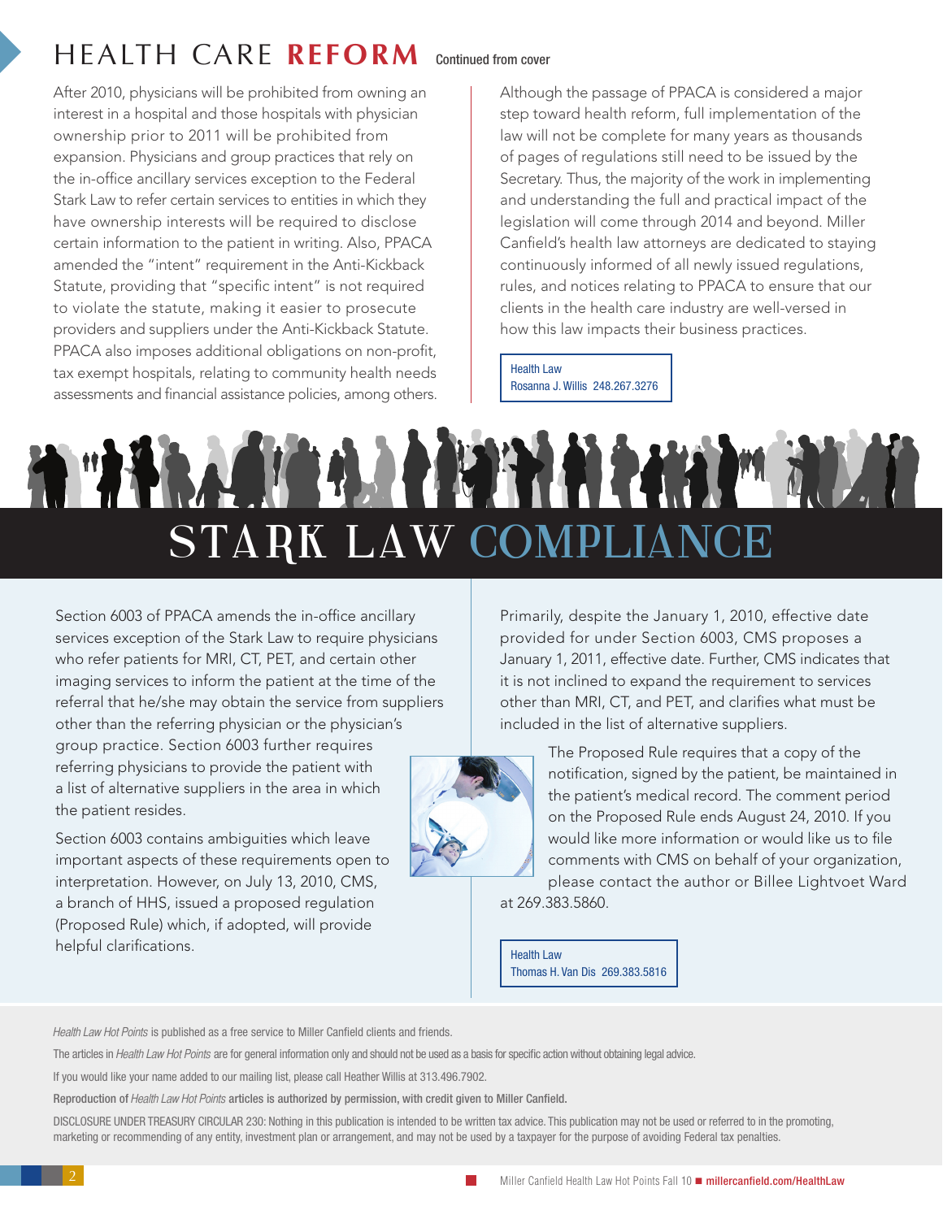# HEALTH CARE **REFORM** Continued from cover

After 2010, physicians will be prohibited from owning an interest in a hospital and those hospitals with physician ownership prior to 2011 will be prohibited from expansion. Physicians and group practices that rely on the in-office ancillary services exception to the Federal Stark Law to refer certain services to entities in which they have ownership interests will be required to disclose certain information to the patient in writing. Also, PPACA amended the "intent" requirement in the Anti-Kickback Statute, providing that "specific intent" is not required to violate the statute, making it easier to prosecute providers and suppliers under the Anti-Kickback Statute. PPACA also imposes additional obligations on non-profit, tax exempt hospitals, relating to community health needs assessments and financial assistance policies, among others.

Although the passage of PPACA is considered a major step toward health reform, full implementation of the law will not be complete for many years as thousands of pages of regulations still need to be issued by the Secretary. Thus, the majority of the work in implementing and understanding the full and practical impact of the legislation will come through 2014 and beyond. Miller Canfield's health law attorneys are dedicated to staying continuously informed of all newly issued regulations, rules, and notices relating to PPACA to ensure that our clients in the health care industry are well-versed in how this law impacts their business practices.

Health Law
Rosanna J. Willis 248.267.3276

# STARK LAW COMPLIANCE

Section 6003 of PPACA amends the in-office ancillary services exception of the Stark Law to require physicians who refer patients for MRI, CT, PET, and certain other imaging services to inform the patient at the time of the referral that he/she may obtain the service from suppliers other than the referring physician or the physician's group practice. Section 6003 further requires referring physicians to provide the patient with a list of alternative suppliers in the area in which the patient resides.

Section 6003 contains ambiguities which leave important aspects of these requirements open to interpretation. However, on July 13, 2010, CMS, a branch of HHS, issued a proposed regulation (Proposed Rule) which, if adopted, will provide helpful clarifications.

Primarily, despite the January 1, 2010, effective date provided for under Section 6003, CMS proposes a January 1, 2011, effective date. Further, CMS indicates that it is not inclined to expand the requirement to services other than MRI, CT, and PET, and clarifies what must be included in the list of alternative suppliers.

The Proposed Rule requires that a copy of the notification, signed by the patient, be maintained in the patient's medical record. The comment period on the Proposed Rule ends August 24, 2010. If you would like more information or would like us to file comments with CMS on behalf of your organization, please contact the author or Billee Lightvoet Ward at 269.383.5860.

Health Law
Thomas H. Van Dis 269.383.5816

*Health Law Hot Points* is published as a free service to Miller Canfield clients and friends.

The articles in *Health Law Hot Points* are for general information only and should not be used as a basis for specific action without obtaining legal advice.

If you would like your name added to our mailing list, please call Heather Willis at 313.496.7902.

**Reproduction of *Health Law Hot Points* articles is authorized by permission, with credit given to Miller Canfield.**

DISCLOSURE UNDER TREASURY CIRCULAR 230: Nothing in this publication is intended to be written tax advice. This publication may not be used or referred to in the promoting, marketing or recommending of any entity, investment plan or arrangement, and may not be used by a taxpayer for the purpose of avoiding Federal tax penalties.